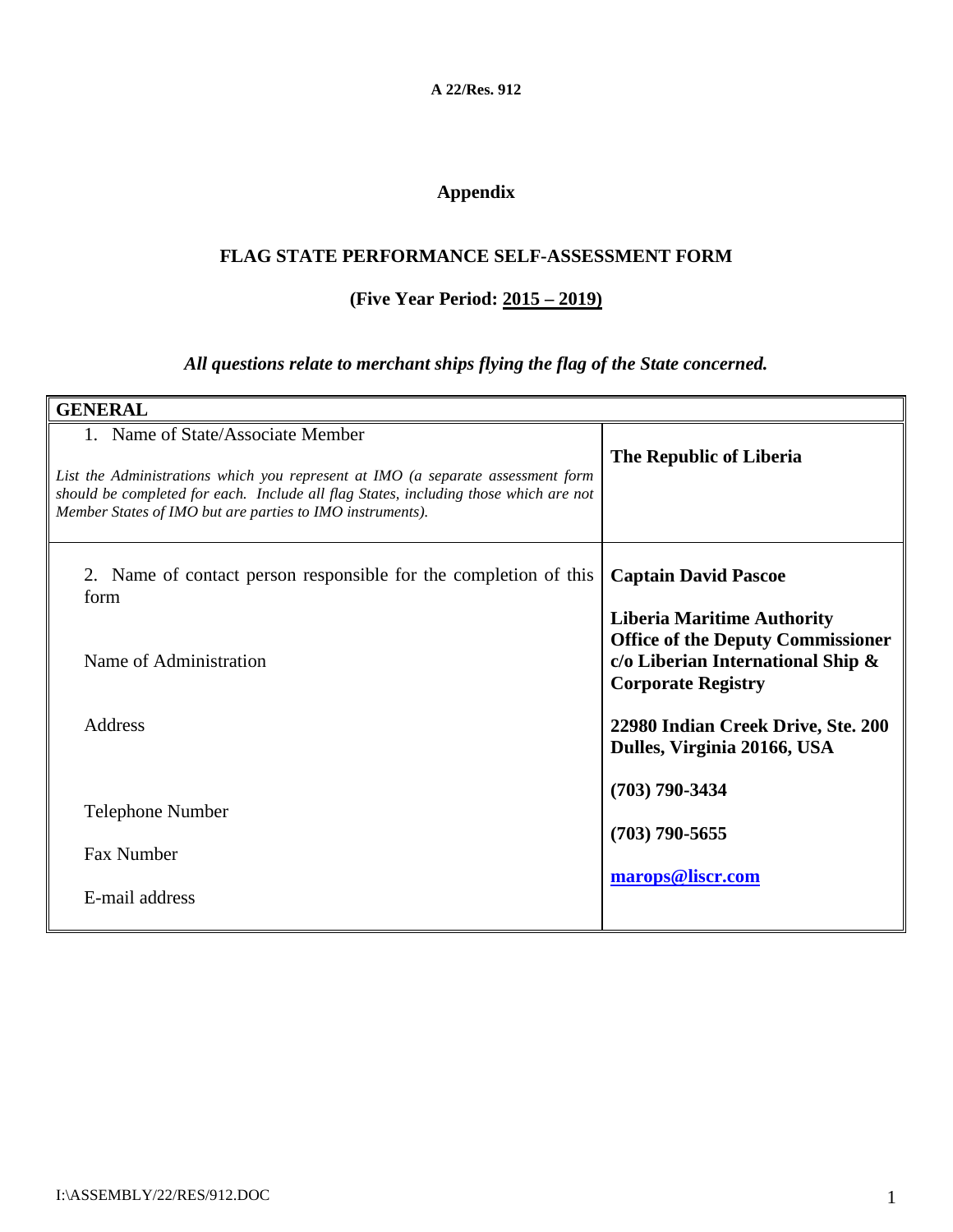A 22/Res. 912

## Appendix

## FLAG STATE PERFORMANCE SELF-ASSESSMENT FORM

### (Five Year Period: 2015 – 2019)

***All questions relate to merchant ships flying the flag of the State concerned.***

| GENERAL | |
|---|---|
| 1. Name of State/Associate Member<br><br>*List the Administrations which you represent at IMO (a separate assessment form should be completed for each. Include all flag States, including those which are not Member States of IMO but are parties to IMO instruments).* | **The Republic of Liberia** |
| 2. Name of contact person responsible for the completion of this form | **Captain David Pascoe** |
| Name of Administration | **Liberia Maritime Authority Office of the Deputy Commissioner c/o Liberian International Ship & Corporate Registry** |
| Address | **22980 Indian Creek Drive, Ste. 200 Dulles, Virginia 20166, USA** |
| Telephone Number | **(703) 790-3434** |
| Fax Number | **(703) 790-5655** |
| E-mail address | **marops@liscr.com** |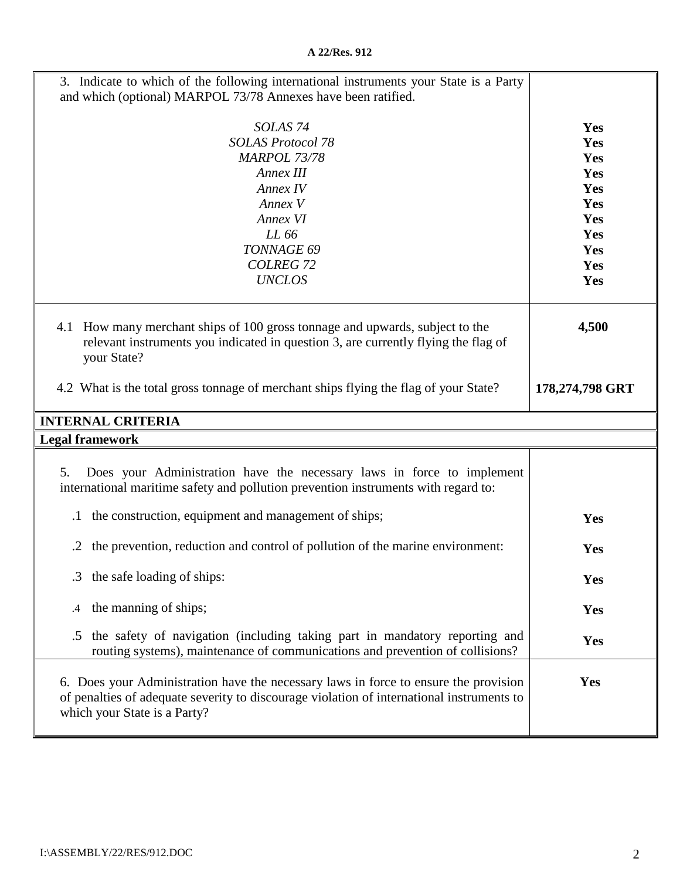| | |
|---|---|
| 3. Indicate to which of the following international instruments your State is a Party and which (optional) MARPOL 73/78 Annexes have been ratified. | |
| *SOLAS 74* | **Yes** |
| *SOLAS Protocol 78* | **Yes** |
| *MARPOL 73/78* | **Yes** |
| *Annex III* | **Yes** |
| *Annex IV* | **Yes** |
| *Annex V* | **Yes** |
| *Annex VI* | **Yes** |
| *LL 66* | **Yes** |
| *TONNAGE 69* | **Yes** |
| *COLREG 72* | **Yes** |
| *UNCLOS* | **Yes** |
| 4.1 How many merchant ships of 100 gross tonnage and upwards, subject to the relevant instruments you indicated in question 3, are currently flying the flag of your State? | **4,500** |
| 4.2 What is the total gross tonnage of merchant ships flying the flag of your State? | **178,274,798 GRT** |

**INTERNAL CRITERIA**

**Legal framework**

| | |
|---|---|
| 5. Does your Administration have the necessary laws in force to implement international maritime safety and pollution prevention instruments with regard to: | |
| .1 the construction, equipment and management of ships; | **Yes** |
| .2 the prevention, reduction and control of pollution of the marine environment: | **Yes** |
| .3 the safe loading of ships: | **Yes** |
| .4 the manning of ships; | **Yes** |
| .5 the safety of navigation (including taking part in mandatory reporting and routing systems), maintenance of communications and prevention of collisions? | **Yes** |
| 6. Does your Administration have the necessary laws in force to ensure the provision of penalties of adequate severity to discourage violation of international instruments to which your State is a Party? | **Yes** |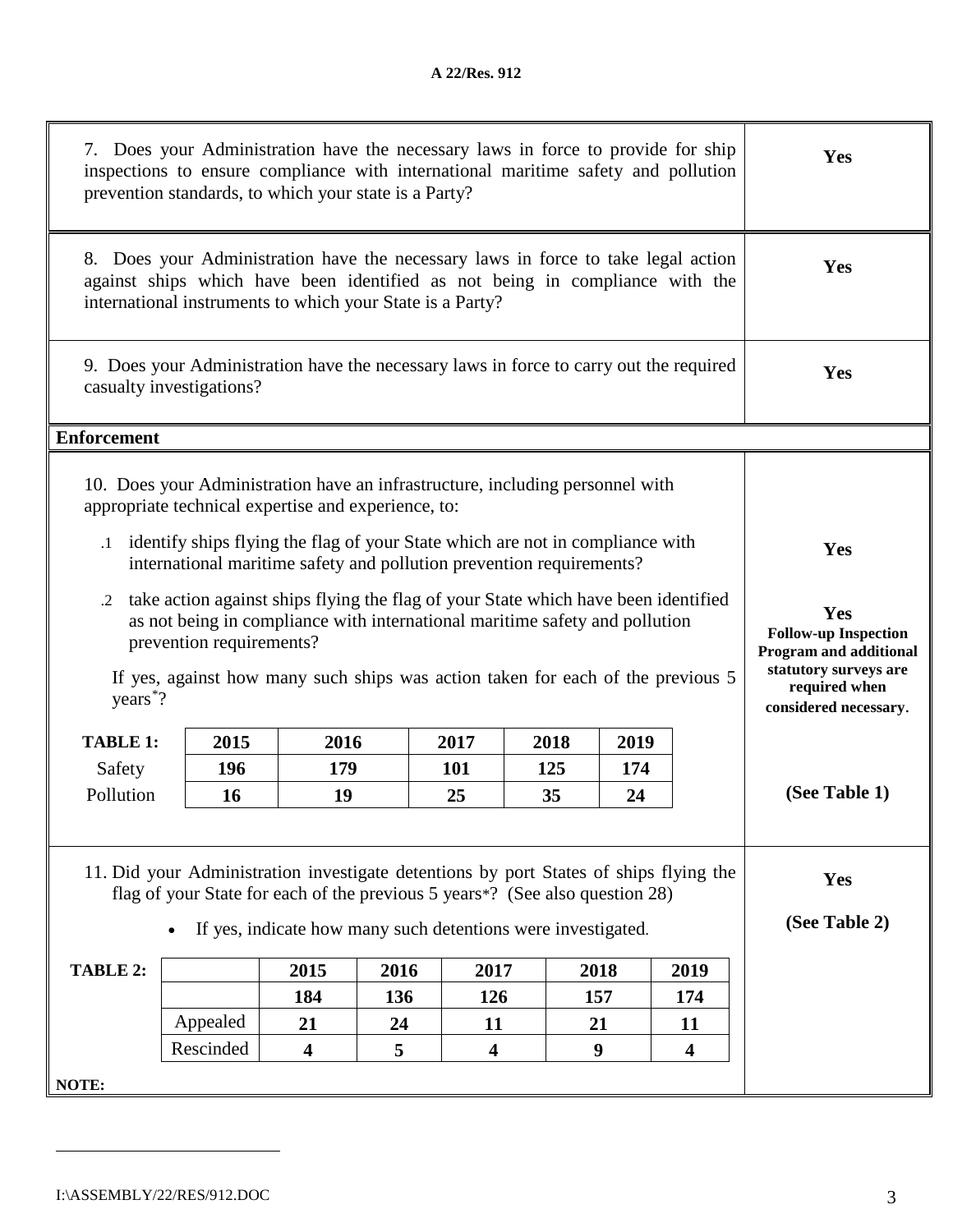| | |
|---|---|
| 7. Does your Administration have the necessary laws in force to provide for ship inspections to ensure compliance with international maritime safety and pollution prevention standards, to which your state is a Party? | **Yes** |
| 8. Does your Administration have the necessary laws in force to take legal action against ships which have been identified as not being in compliance with the international instruments to which your State is a Party? | **Yes** |
| 9. Does your Administration have the necessary laws in force to carry out the required casualty investigations? | **Yes** |

**Enforcement**

10. Does your Administration have an infrastructure, including personnel with appropriate technical expertise and experience, to:

.1 identify ships flying the flag of your State which are not in compliance with international maritime safety and pollution prevention requirements? — **Yes**

.2 take action against ships flying the flag of your State which have been identified as not being in compliance with international maritime safety and pollution prevention requirements? — **Yes** **Follow-up Inspection Program and additional statutory surveys are required when considered necessary.**

If yes, against how many such ships was action taken for each of the previous 5 years*? — **(See Table 1)**

| TABLE 1: | 2015 | 2016 | 2017 | 2018 | 2019 |
|---|---|---|---|---|---|
| Safety | **196** | **179** | **101** | **125** | **174** |
| Pollution | **16** | **19** | **25** | **35** | **24** |

11. Did your Administration investigate detentions by port States of ships flying the flag of your State for each of the previous 5 years*? (See also question 28) — **Yes**

- If yes, indicate how many such detentions were investigated. — **(See Table 2)**

| TABLE 2: | | 2015 | 2016 | 2017 | 2018 | 2019 |
|---|---|---|---|---|---|---|
| | | **184** | **136** | **126** | **157** | **174** |
| | Appealed | **21** | **24** | **11** | **21** | **11** |
| | Rescinded | **4** | **5** | **4** | **9** | **4** |

**NOTE:**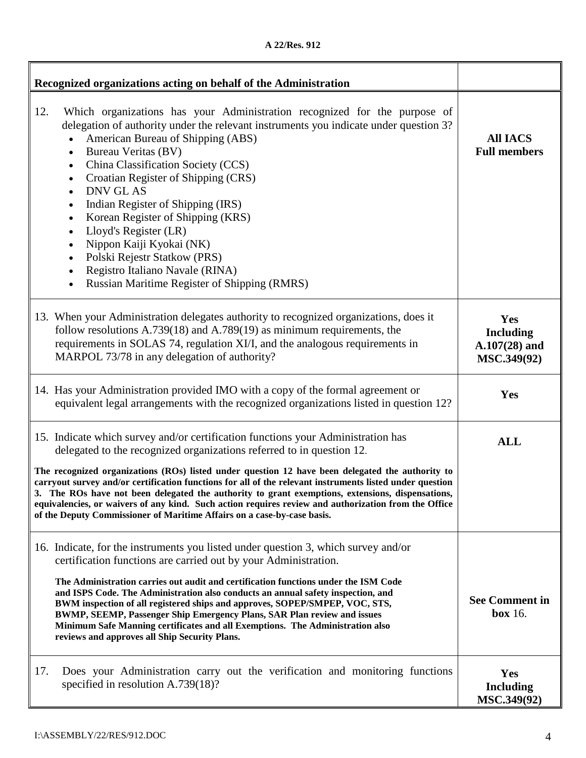| Recognized organizations acting on behalf of the Administration | |
|---|---|
| 12. Which organizations has your Administration recognized for the purpose of delegation of authority under the relevant instruments you indicate under question 3?<br>• American Bureau of Shipping (ABS)<br>• Bureau Veritas (BV)<br>• China Classification Society (CCS)<br>• Croatian Register of Shipping (CRS)<br>• DNV GL AS<br>• Indian Register of Shipping (IRS)<br>• Korean Register of Shipping (KRS)<br>• Lloyd's Register (LR)<br>• Nippon Kaiji Kyokai (NK)<br>• Polski Rejestr Statkow (PRS)<br>• Registro Italiano Navale (RINA)<br>• Russian Maritime Register of Shipping (RMRS) | **All IACS Full members** |
| 13. When your Administration delegates authority to recognized organizations, does it follow resolutions A.739(18) and A.789(19) as minimum requirements, the requirements in SOLAS 74, regulation XI/I, and the analogous requirements in MARPOL 73/78 in any delegation of authority? | **Yes Including A.107(28) and MSC.349(92)** |
| 14. Has your Administration provided IMO with a copy of the formal agreement or equivalent legal arrangements with the recognized organizations listed in question 12? | **Yes** |
| 15. Indicate which survey and/or certification functions your Administration has delegated to the recognized organizations referred to in question 12.<br><br>**The recognized organizations (ROs) listed under question 12 have been delegated the authority to carryout survey and/or certification functions for all of the relevant instruments listed under question 3. The ROs have not been delegated the authority to grant exemptions, extensions, dispensations, equivalencies, or waivers of any kind. Such action requires review and authorization from the Office of the Deputy Commissioner of Maritime Affairs on a case-by-case basis.** | **ALL** |
| 16. Indicate, for the instruments you listed under question 3, which survey and/or certification functions are carried out by your Administration.<br><br>**The Administration carries out audit and certification functions under the ISM Code and ISPS Code. The Administration also conducts an annual safety inspection, and BWM inspection of all registered ships and approves, SOPEP/SMPEP, VOC, STS, BWMP, SEEMP, Passenger Ship Emergency Plans, SAR Plan review and issues Minimum Safe Manning certificates and all Exemptions. The Administration also reviews and approves all Ship Security Plans.** | **See Comment in box** 16. |
| 17. Does your Administration carry out the verification and monitoring functions specified in resolution A.739(18)? | **Yes Including MSC.349(92)** |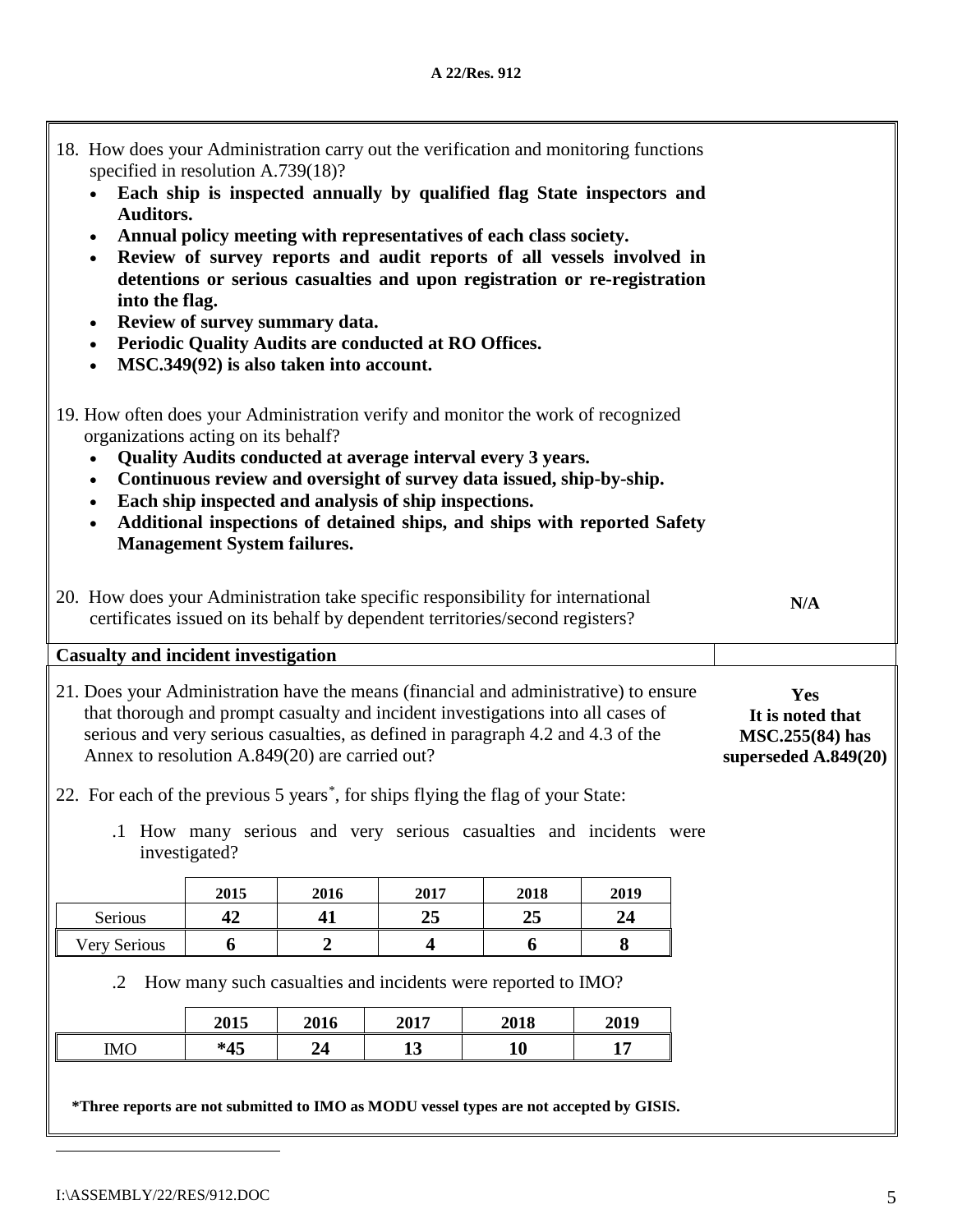18. How does your Administration carry out the verification and monitoring functions specified in resolution A.739(18)?

- **Each ship is inspected annually by qualified flag State inspectors and Auditors.**
- **Annual policy meeting with representatives of each class society.**
- **Review of survey reports and audit reports of all vessels involved in detentions or serious casualties and upon registration or re-registration into the flag.**
- **Review of survey summary data.**
- **Periodic Quality Audits are conducted at RO Offices.**
- **MSC.349(92) is also taken into account.**

19. How often does your Administration verify and monitor the work of recognized organizations acting on its behalf?

- **Quality Audits conducted at average interval every 3 years.**
- **Continuous review and oversight of survey data issued, ship-by-ship.**
- **Each ship inspected and analysis of ship inspections.**
- **Additional inspections of detained ships, and ships with reported Safety Management System failures.**

20. How does your Administration take specific responsibility for international certificates issued on its behalf by dependent territories/second registers? **N/A**

## Casualty and incident investigation

21. Does your Administration have the means (financial and administrative) to ensure that thorough and prompt casualty and incident investigations into all cases of serious and very serious casualties, as defined in paragraph 4.2 and 4.3 of the Annex to resolution A.849(20) are carried out?

**Yes**
**It is noted that MSC.255(84) has superseded A.849(20)**

22. For each of the previous 5 years[*], for ships flying the flag of your State:

.1 How many serious and very serious casualties and incidents were investigated?

| | 2015 | 2016 | 2017 | 2018 | 2019 |
|---|---|---|---|---|---|
| Serious | **42** | **41** | **25** | **25** | **24** |
| Very Serious | **6** | **2** | **4** | **6** | **8** |

.2 How many such casualties and incidents were reported to IMO?

| | 2015 | 2016 | 2017 | 2018 | 2019 |
|---|---|---|---|---|---|
| IMO | **\*45** | **24** | **13** | **10** | **17** |

**\*Three reports are not submitted to IMO as MODU vessel types are not accepted by GISIS.**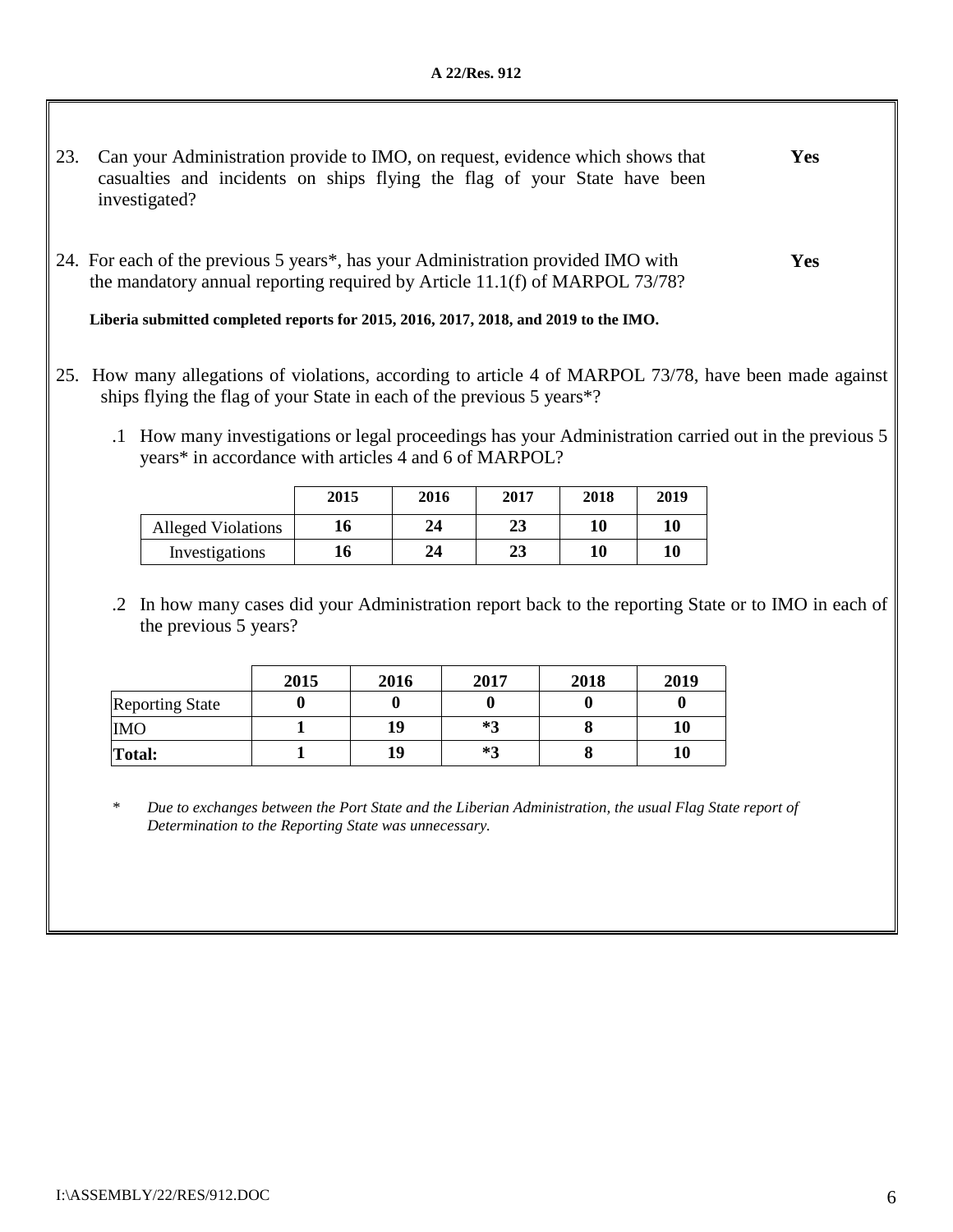23. Can your Administration provide to IMO, on request, evidence which shows that casualties and incidents on ships flying the flag of your State have been investigated? **Yes**

24. For each of the previous 5 years*, has your Administration provided IMO with the mandatory annual reporting required by Article 11.1(f) of MARPOL 73/78? **Yes**

**Liberia submitted completed reports for 2015, 2016, 2017, 2018, and 2019 to the IMO.**

25. How many allegations of violations, according to article 4 of MARPOL 73/78, have been made against ships flying the flag of your State in each of the previous 5 years*?

.1 How many investigations or legal proceedings has your Administration carried out in the previous 5 years* in accordance with articles 4 and 6 of MARPOL?

| | 2015 | 2016 | 2017 | 2018 | 2019 |
|---|---|---|---|---|---|
| Alleged Violations | **16** | **24** | **23** | **10** | **10** |
| Investigations | **16** | **24** | **23** | **10** | **10** |

.2 In how many cases did your Administration report back to the reporting State or to IMO in each of the previous 5 years?

| | 2015 | 2016 | 2017 | 2018 | 2019 |
|---|---|---|---|---|---|
| Reporting State | **0** | **0** | **0** | **0** | **0** |
| IMO | **1** | **19** | ***3** | **8** | **10** |
| **Total:** | **1** | **19** | ***3** | **8** | **10** |

\* *Due to exchanges between the Port State and the Liberian Administration, the usual Flag State report of Determination to the Reporting State was unnecessary.*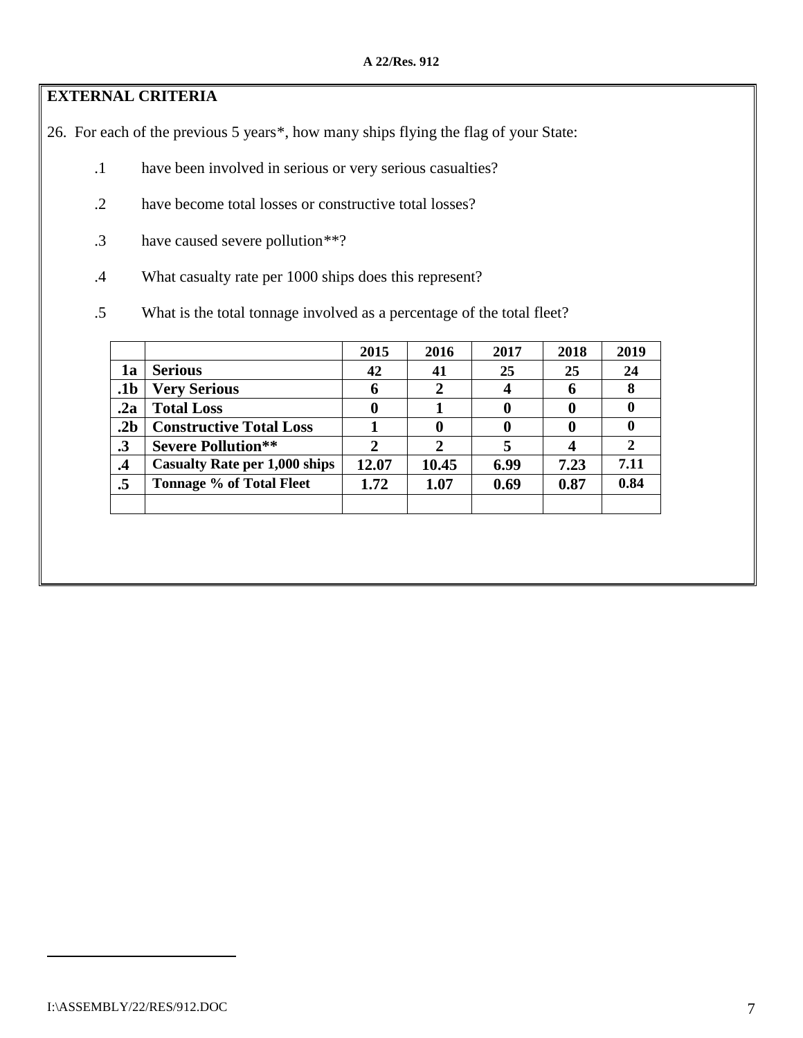## EXTERNAL CRITERIA

26. For each of the previous 5 years*, how many ships flying the flag of your State:

.1 have been involved in serious or very serious casualties?

.2 have become total losses or constructive total losses?

.3 have caused severe pollution**?

.4 What casualty rate per 1000 ships does this represent?

.5 What is the total tonnage involved as a percentage of the total fleet?

| | | 2015 | 2016 | 2017 | 2018 | 2019 |
|---|---|---|---|---|---|---|
| 1a | Serious | 42 | 41 | 25 | 25 | 24 |
| .1b | Very Serious | 6 | 2 | 4 | 6 | 8 |
| .2a | Total Loss | 0 | 1 | 0 | 0 | 0 |
| .2b | Constructive Total Loss | 1 | 0 | 0 | 0 | 0 |
| .3 | Severe Pollution** | 2 | 2 | 5 | 4 | 2 |
| .4 | Casualty Rate per 1,000 ships | 12.07 | 10.45 | 6.99 | 7.23 | 7.11 |
| .5 | Tonnage % of Total Fleet | 1.72 | 1.07 | 0.69 | 0.87 | 0.84 |
| | | | | | | |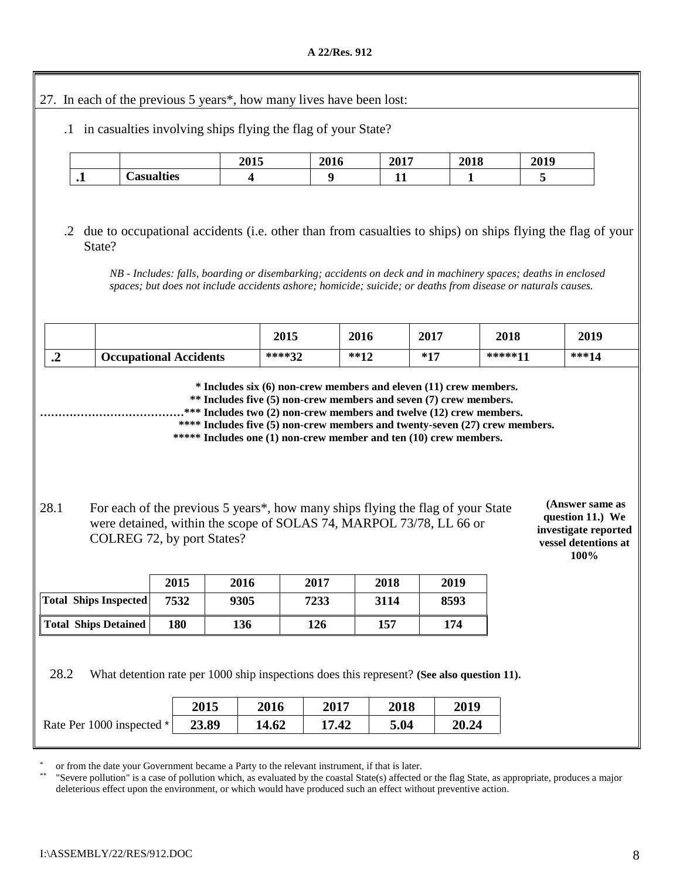27. In each of the previous 5 years*, how many lives have been lost:

.1 in casualties involving ships flying the flag of your State?

| | | 2015 | 2016 | 2017 | 2018 | 2019 |
|---|---|---|---|---|---|---|
| **.1** | **Casualties** | **4** | **9** | **11** | **1** | **5** |

.2 due to occupational accidents (i.e. other than from casualties to ships) on ships flying the flag of your State?

*NB - Includes: falls, boarding or disembarking; accidents on deck and in machinery spaces; deaths in enclosed spaces; but does not include accidents ashore; homicide; suicide; or deaths from disease or naturals causes.*

| | | 2015 | 2016 | 2017 | 2018 | 2019 |
|---|---|---|---|---|---|---|
| **.2** | **Occupational Accidents** | **\*\*\*\*32** | **\*\*12** | **\*17** | **\*\*\*\*\*11** | **\*\*\*14** |

**\* Includes six (6) non-crew members and eleven (11) crew members.**
**\*\* Includes five (5) non-crew members and seven (7) crew members.**
**…………………………………\*\*\* Includes two (2) non-crew members and twelve (12) crew members.**
**\*\*\*\* Includes five (5) non-crew members and twenty-seven (27) crew members.**
**\*\*\*\*\* Includes one (1) non-crew member and ten (10) crew members.**

28.1 For each of the previous 5 years*, how many ships flying the flag of your State were detained, within the scope of SOLAS 74, MARPOL 73/78, LL 66 or COLREG 72, by port States?

**(Answer same as question 11.) We investigate reported vessel detentions at 100%**

| | 2015 | 2016 | 2017 | 2018 | 2019 |
|---|---|---|---|---|---|
| **Total Ships Inspected** | **7532** | **9305** | **7233** | **3114** | **8593** |
| **Total Ships Detained** | **180** | **136** | **126** | **157** | **174** |

28.2 What detention rate per 1000 ship inspections does this represent? **(See also question 11).**

| | 2015 | 2016 | 2017 | 2018 | 2019 |
|---|---|---|---|---|---|
| Rate Per 1000 inspected * | **23.89** | **14.62** | **17.42** | **5.04** | **20.24** |

\* or from the date your Government became a Party to the relevant instrument, if that is later.

\*\* "Severe pollution" is a case of pollution which, as evaluated by the coastal State(s) affected or the flag State, as appropriate, produces a major deleterious effect upon the environment, or which would have produced such an effect without preventive action.